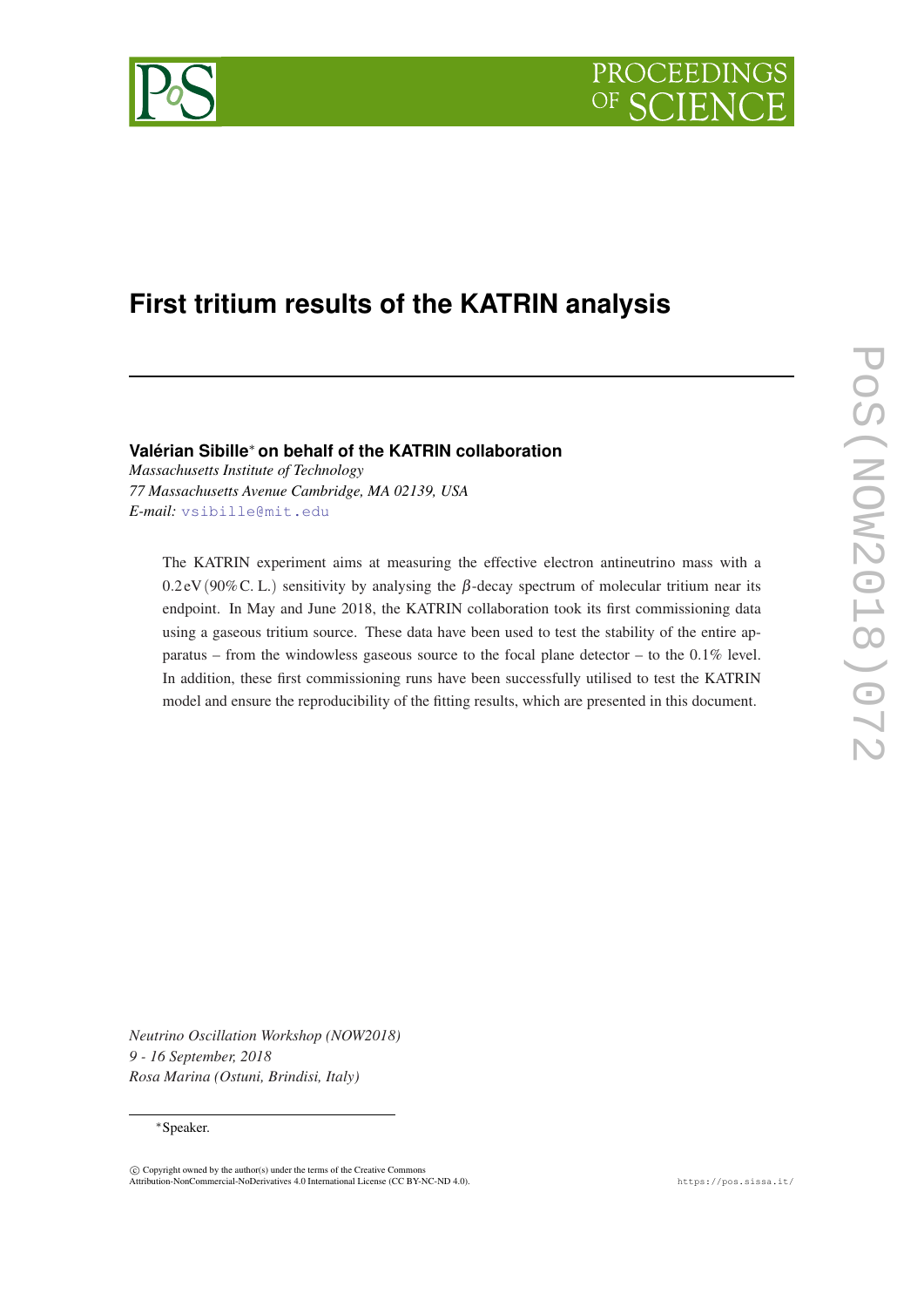# First tritium results of the KATRIN analysis

**Valérian Sibille[*] on behalf of the KATRIN collaboration**

*Massachusetts Institute of Technology*
*77 Massachusetts Avenue Cambridge, MA 02139, USA*
*E-mail:* vsibille@mit.edu

The KATRIN experiment aims at measuring the effective electron antineutrino mass with a $0.2\,\mathrm{eV}\,(90\%\,\mathrm{C.\,L.})$ sensitivity by analysing the $\beta$-decay spectrum of molecular tritium near its endpoint. In May and June 2018, the KATRIN collaboration took its first commissioning data using a gaseous tritium source. These data have been used to test the stability of the entire apparatus – from the windowless gaseous source to the focal plane detector – to the 0.1% level. In addition, these first commissioning runs have been successfully utilised to test the KATRIN model and ensure the reproducibility of the fitting results, which are presented in this document.

*Neutrino Oscillation Workshop (NOW2018)*
*9 - 16 September, 2018*
*Rosa Marina (Ostuni, Brindisi, Italy)*

[*]Speaker.

© Copyright owned by the author(s) under the terms of the Creative Commons Attribution-NonCommercial-NoDerivatives 4.0 International License (CC BY-NC-ND 4.0).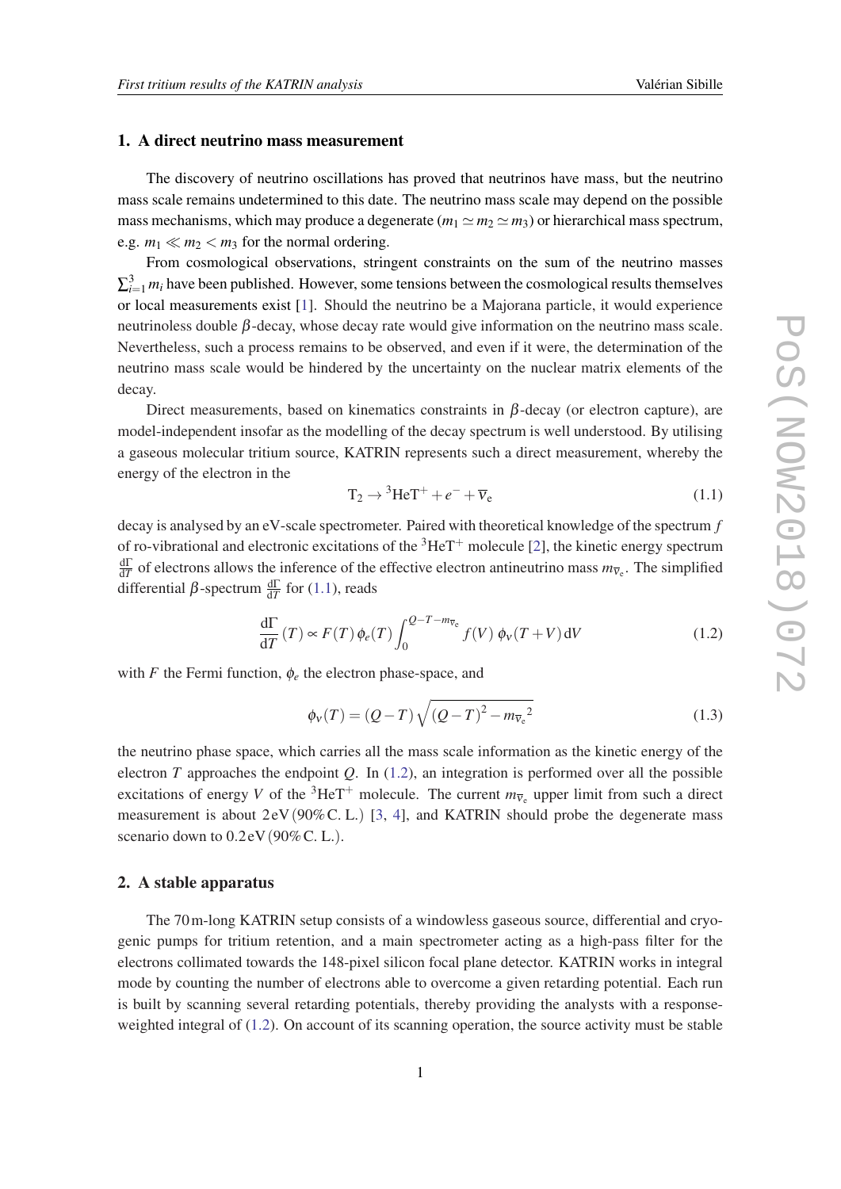## 1. A direct neutrino mass measurement

The discovery of neutrino oscillations has proved that neutrinos have mass, but the neutrino mass scale remains undetermined to this date. The neutrino mass scale may depend on the possible mass mechanisms, which may produce a degenerate ($m_1 \simeq m_2 \simeq m_3$) or hierarchical mass spectrum, e.g. $m_1 \ll m_2 < m_3$ for the normal ordering.

From cosmological observations, stringent constraints on the sum of the neutrino masses $\sum_{i=1}^{3} m_i$ have been published. However, some tensions between the cosmological results themselves or local measurements exist [1]. Should the neutrino be a Majorana particle, it would experience neutrinoless double $\beta$-decay, whose decay rate would give information on the neutrino mass scale. Nevertheless, such a process remains to be observed, and even if it were, the determination of the neutrino mass scale would be hindered by the uncertainty on the nuclear matrix elements of the decay.

Direct measurements, based on kinematics constraints in $\beta$-decay (or electron capture), are model-independent insofar as the modelling of the decay spectrum is well understood. By utilising a gaseous molecular tritium source, KATRIN represents such a direct measurement, whereby the energy of the electron in the

$$\mathrm{T}_2 \to {}^3\mathrm{HeT}^+ + e^- + \overline{\nu}_\mathrm{e} \tag{1.1}$$

decay is analysed by an eV-scale spectrometer. Paired with theoretical knowledge of the spectrum $f$ of ro-vibrational and electronic excitations of the ${}^3\mathrm{HeT}^+$ molecule [2], the kinetic energy spectrum $\frac{\mathrm{d}\Gamma}{\mathrm{d}T}$ of electrons allows the inference of the effective electron antineutrino mass $m_{\overline{\nu}_\mathrm{e}}$. The simplified differential $\beta$-spectrum $\frac{\mathrm{d}\Gamma}{\mathrm{d}T}$ for (1.1), reads

$$\frac{\mathrm{d}\Gamma}{\mathrm{d}T}(T) \propto F(T)\,\phi_e(T) \int_0^{Q-T-m_{\overline{\nu}_\mathrm{e}}} f(V)\,\phi_\nu(T+V)\,\mathrm{d}V \tag{1.2}$$

with $F$ the Fermi function, $\phi_e$ the electron phase-space, and

$$\phi_\nu(T) = (Q-T)\sqrt{(Q-T)^2 - m_{\overline{\nu}_\mathrm{e}}{}^2} \tag{1.3}$$

the neutrino phase space, which carries all the mass scale information as the kinetic energy of the electron $T$ approaches the endpoint $Q$. In (1.2), an integration is performed over all the possible excitations of energy $V$ of the ${}^3\mathrm{HeT}^+$ molecule. The current $m_{\overline{\nu}_\mathrm{e}}$ upper limit from such a direct measurement is about 2 eV (90% C. L.) [3, 4], and KATRIN should probe the degenerate mass scenario down to 0.2 eV (90% C. L.).

## 2. A stable apparatus

The 70 m-long KATRIN setup consists of a windowless gaseous source, differential and cryogenic pumps for tritium retention, and a main spectrometer acting as a high-pass filter for the electrons collimated towards the 148-pixel silicon focal plane detector. KATRIN works in integral mode by counting the number of electrons able to overcome a given retarding potential. Each run is built by scanning several retarding potentials, thereby providing the analysts with a response-weighted integral of (1.2). On account of its scanning operation, the source activity must be stable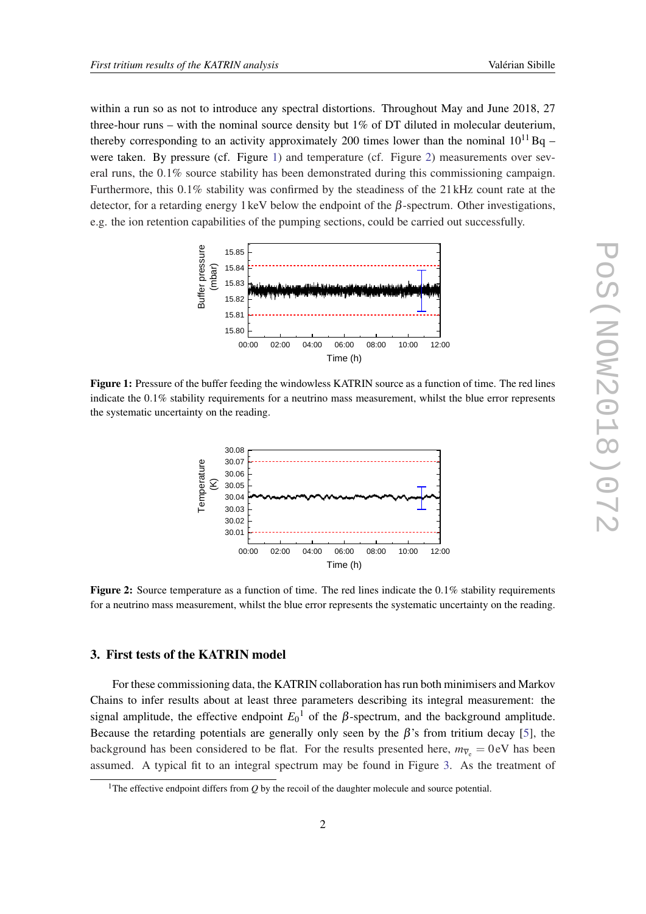within a run so as not to introduce any spectral distortions. Throughout May and June 2018, 27 three-hour runs – with the nominal source density but 1% of DT diluted in molecular deuterium, thereby corresponding to an activity approximately 200 times lower than the nominal $10^{11}$ Bq – were taken. By pressure (cf. Figure 1) and temperature (cf. Figure 2) measurements over several runs, the 0.1% source stability has been demonstrated during this commissioning campaign. Furthermore, this 0.1% stability was confirmed by the steadiness of the 21 kHz count rate at the detector, for a retarding energy 1 keV below the endpoint of the $\beta$-spectrum. Other investigations, e.g. the ion retention capabilities of the pumping sections, could be carried out successfully.

**Figure 1:** Pressure of the buffer feeding the windowless KATRIN source as a function of time. The red lines indicate the 0.1% stability requirements for a neutrino mass measurement, whilst the blue error represents the systematic uncertainty on the reading.

**Figure 2:** Source temperature as a function of time. The red lines indicate the 0.1% stability requirements for a neutrino mass measurement, whilst the blue error represents the systematic uncertainty on the reading.

## 3. First tests of the KATRIN model

For these commissioning data, the KATRIN collaboration has run both minimisers and Markov Chains to infer results about at least three parameters describing its integral measurement: the signal amplitude, the effective endpoint $E_0$[1] of the $\beta$-spectrum, and the background amplitude. Because the retarding potentials are generally only seen by the $\beta$'s from tritium decay [5], the background has been considered to be flat. For the results presented here, $m_{\overline{\nu}_e} = 0$ eV has been assumed. A typical fit to an integral spectrum may be found in Figure 3. As the treatment of

[1] The effective endpoint differs from $Q$ by the recoil of the daughter molecule and source potential.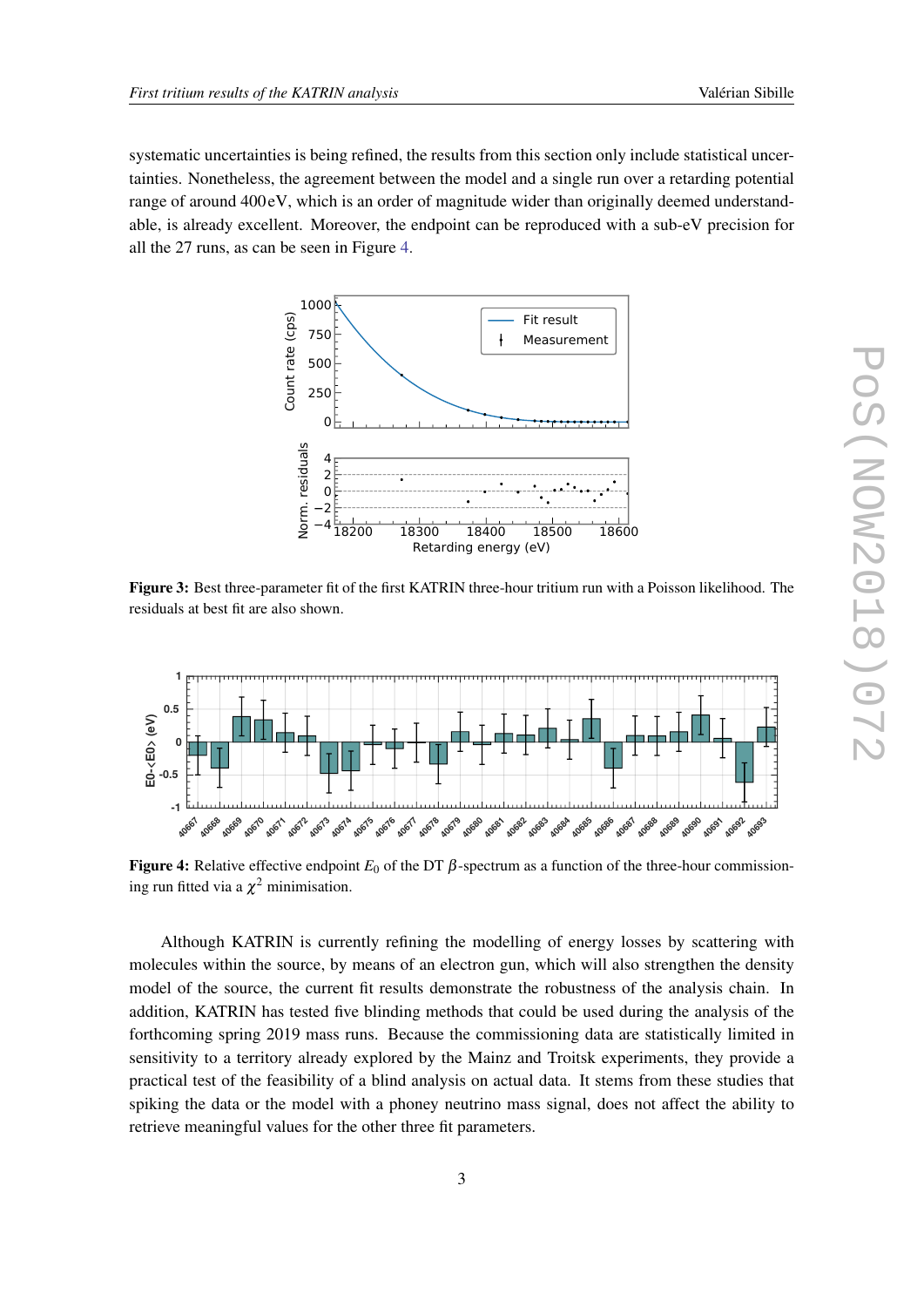systematic uncertainties is being refined, the results from this section only include statistical uncertainties. Nonetheless, the agreement between the model and a single run over a retarding potential range of around 400 eV, which is an order of magnitude wider than originally deemed understandable, is already excellent. Moreover, the endpoint can be reproduced with a sub-eV precision for all the 27 runs, as can be seen in Figure 4.

**Figure 3:** Best three-parameter fit of the first KATRIN three-hour tritium run with a Poisson likelihood. The residuals at best fit are also shown.

**Figure 4:** Relative effective endpoint $E_0$ of the DT $\beta$-spectrum as a function of the three-hour commissioning run fitted via a $\chi^2$ minimisation.

Although KATRIN is currently refining the modelling of energy losses by scattering with molecules within the source, by means of an electron gun, which will also strengthen the density model of the source, the current fit results demonstrate the robustness of the analysis chain. In addition, KATRIN has tested five blinding methods that could be used during the analysis of the forthcoming spring 2019 mass runs. Because the commissioning data are statistically limited in sensitivity to a territory already explored by the Mainz and Troitsk experiments, they provide a practical test of the feasibility of a blind analysis on actual data. It stems from these studies that spiking the data or the model with a phoney neutrino mass signal, does not affect the ability to retrieve meaningful values for the other three fit parameters.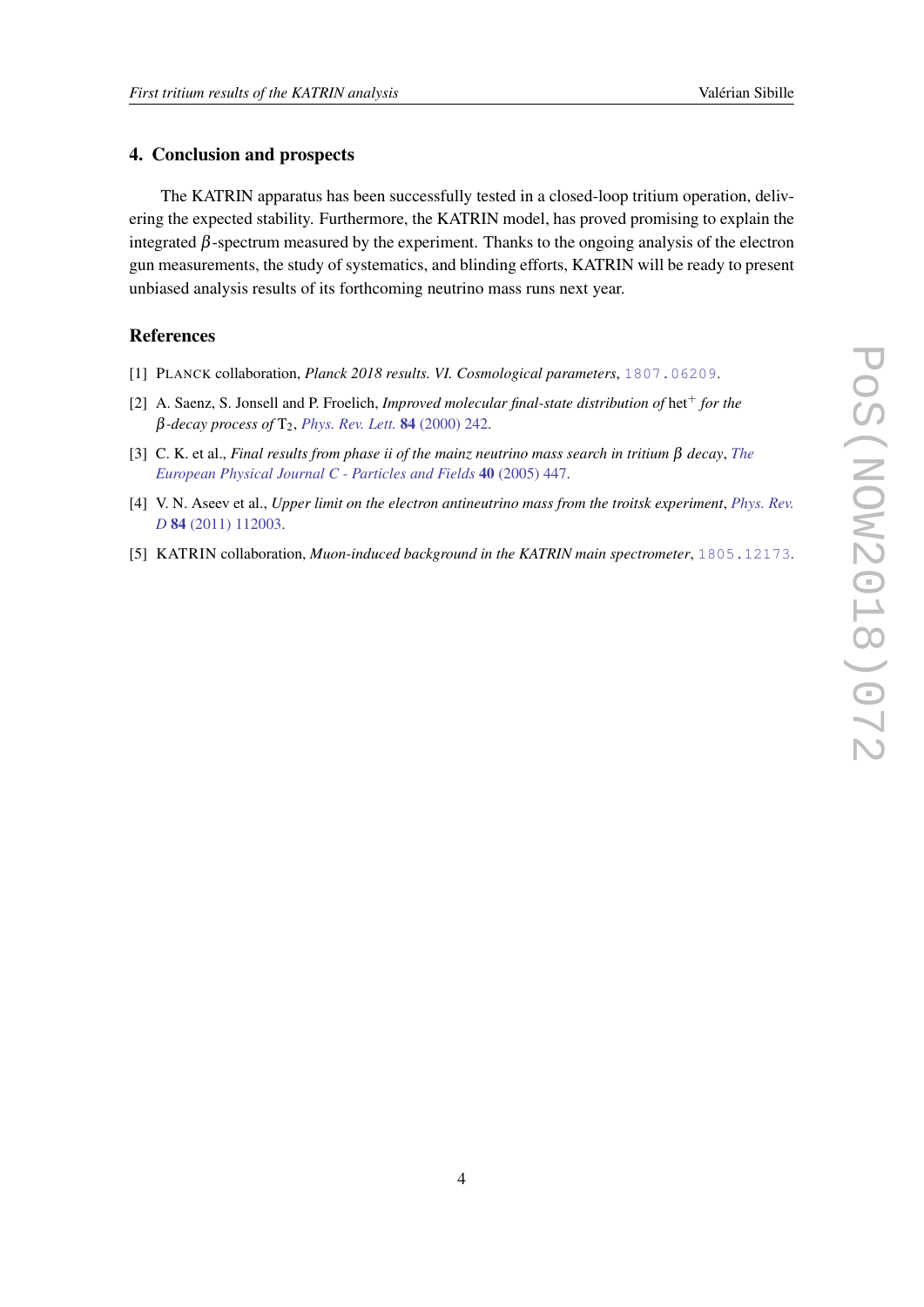## 4. Conclusion and prospects

The KATRIN apparatus has been successfully tested in a closed-loop tritium operation, delivering the expected stability. Furthermore, the KATRIN model, has proved promising to explain the integrated $\beta$-spectrum measured by the experiment. Thanks to the ongoing analysis of the electron gun measurements, the study of systematics, and blinding efforts, KATRIN will be ready to present unbiased analysis results of its forthcoming neutrino mass runs next year.

## References

[1] PLANCK collaboration, *Planck 2018 results. VI. Cosmological parameters*, 1807.06209.

[2] A. Saenz, S. Jonsell and P. Froelich, *Improved molecular final-state distribution of* het$^+$ *for the $\beta$-decay process of* $T_2$, *Phys. Rev. Lett.* **84** (2000) 242.

[3] C. K. et al., *Final results from phase ii of the mainz neutrino mass search in tritium $\beta$ decay*, *The European Physical Journal C - Particles and Fields* **40** (2005) 447.

[4] V. N. Aseev et al., *Upper limit on the electron antineutrino mass from the troitsk experiment*, *Phys. Rev. D* **84** (2011) 112003.

[5] KATRIN collaboration, *Muon-induced background in the KATRIN main spectrometer*, 1805.12173.